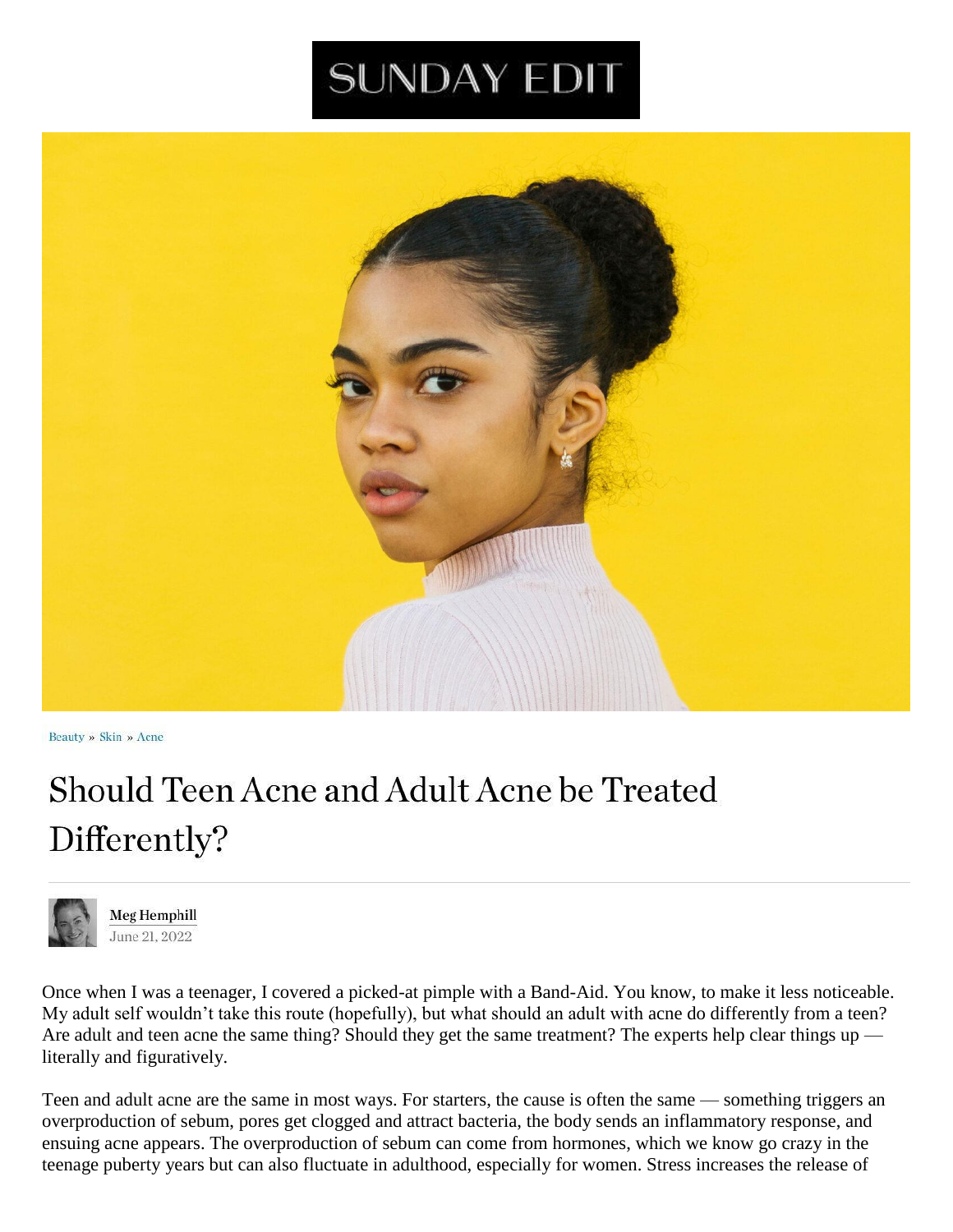SUNDAY EDIT

Beauty » Skin » Acne

# Should Teen Acne and Adult Acne be Treated Differently?

Meg Hemphill
June 21, 2022

Once when I was a teenager, I covered a picked-at pimple with a Band-Aid. You know, to make it less noticeable. My adult self wouldn't take this route (hopefully), but what should an adult with acne do differently from a teen? Are adult and teen acne the same thing? Should they get the same treatment? The experts help clear things up — literally and figuratively.

Teen and adult acne are the same in most ways. For starters, the cause is often the same — something triggers an overproduction of sebum, pores get clogged and attract bacteria, the body sends an inflammatory response, and ensuing acne appears. The overproduction of sebum can come from hormones, which we know go crazy in the teenage puberty years but can also fluctuate in adulthood, especially for women. Stress increases the release of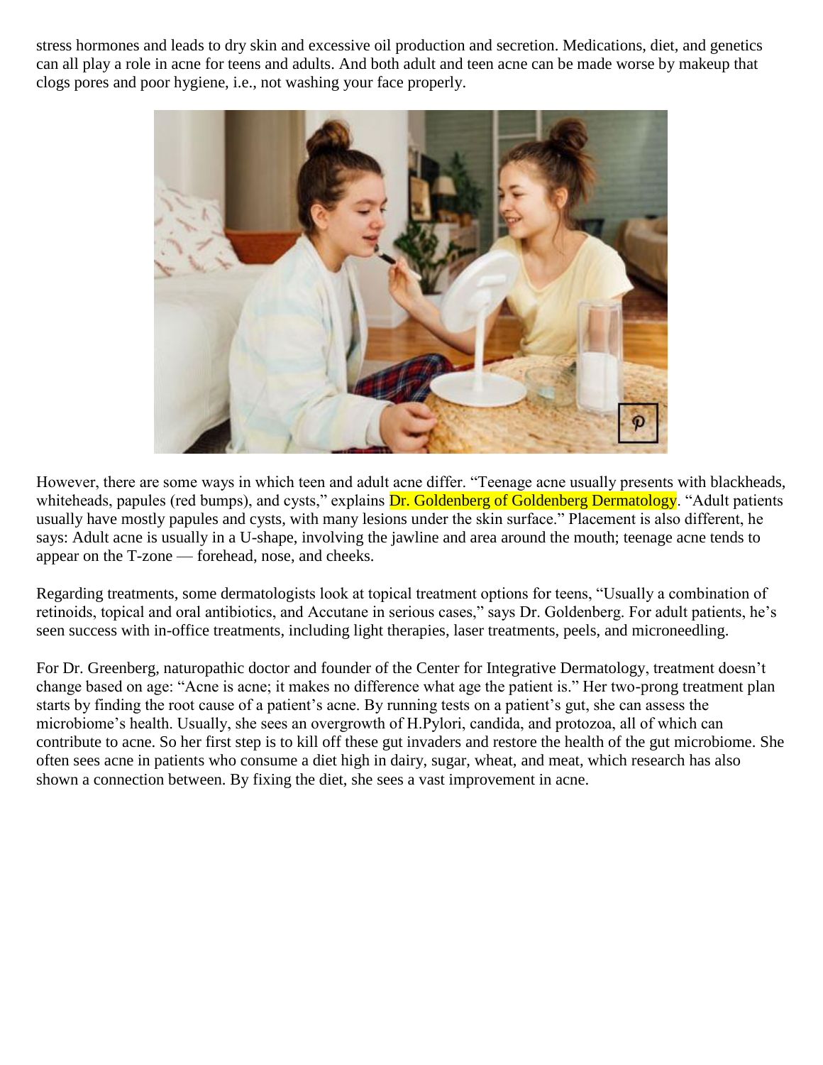stress hormones and leads to dry skin and excessive oil production and secretion. Medications, diet, and genetics can all play a role in acne for teens and adults. And both adult and teen acne can be made worse by makeup that clogs pores and poor hygiene, i.e., not washing your face properly.

However, there are some ways in which teen and adult acne differ. "Teenage acne usually presents with blackheads, whiteheads, papules (red bumps), and cysts," explains Dr. Goldenberg of Goldenberg Dermatology. "Adult patients usually have mostly papules and cysts, with many lesions under the skin surface." Placement is also different, he says: Adult acne is usually in a U-shape, involving the jawline and area around the mouth; teenage acne tends to appear on the T-zone — forehead, nose, and cheeks.

Regarding treatments, some dermatologists look at topical treatment options for teens, "Usually a combination of retinoids, topical and oral antibiotics, and Accutane in serious cases," says Dr. Goldenberg. For adult patients, he's seen success with in-office treatments, including light therapies, laser treatments, peels, and microneedling.

For Dr. Greenberg, naturopathic doctor and founder of the Center for Integrative Dermatology, treatment doesn't change based on age: "Acne is acne; it makes no difference what age the patient is." Her two-prong treatment plan starts by finding the root cause of a patient's acne. By running tests on a patient's gut, she can assess the microbiome's health. Usually, she sees an overgrowth of H.Pylori, candida, and protozoa, all of which can contribute to acne. So her first step is to kill off these gut invaders and restore the health of the gut microbiome. She often sees acne in patients who consume a diet high in dairy, sugar, wheat, and meat, which research has also shown a connection between. By fixing the diet, she sees a vast improvement in acne.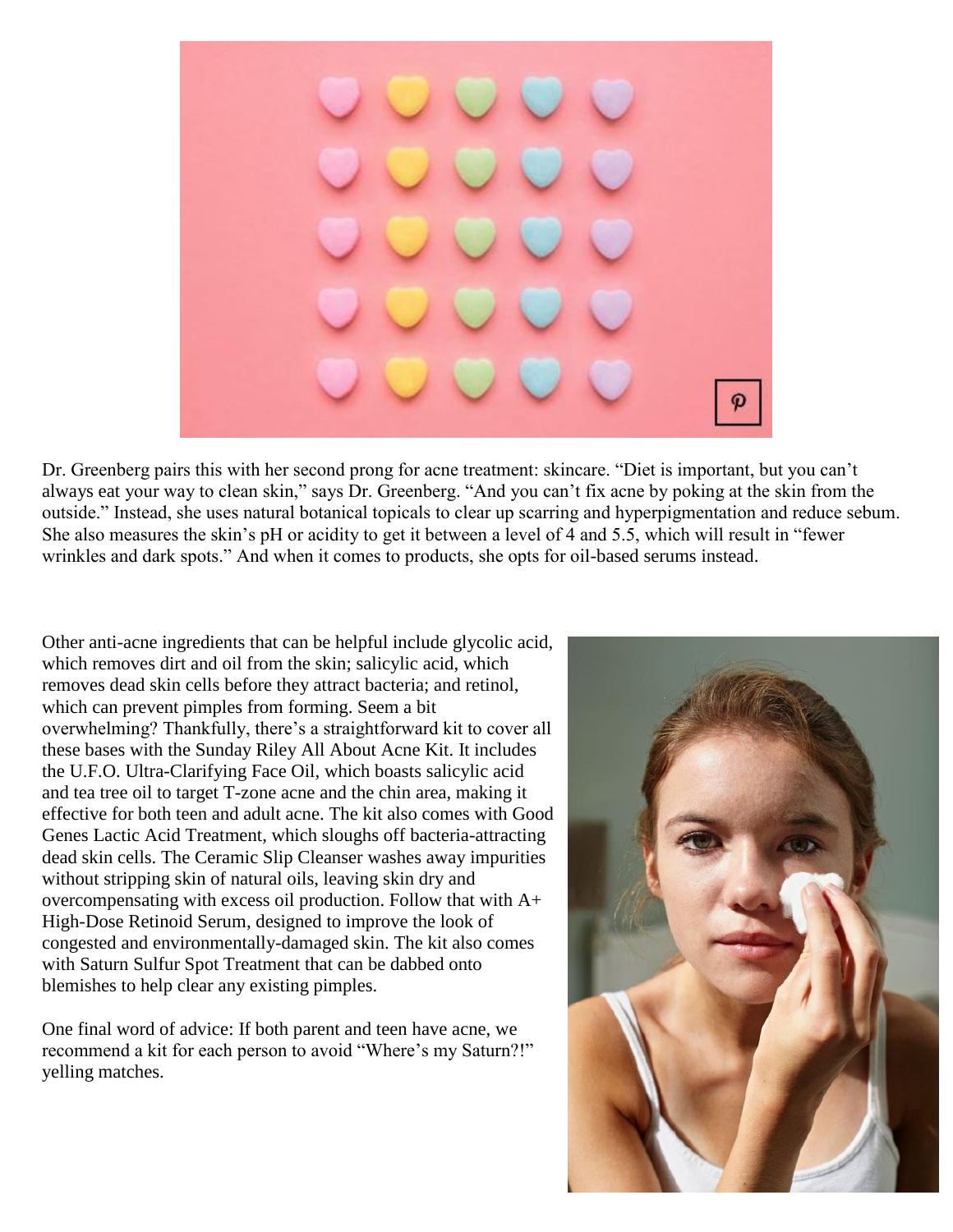Dr. Greenberg pairs this with her second prong for acne treatment: skincare. "Diet is important, but you can't always eat your way to clean skin," says Dr. Greenberg. "And you can't fix acne by poking at the skin from the outside." Instead, she uses natural botanical topicals to clear up scarring and hyperpigmentation and reduce sebum. She also measures the skin's pH or acidity to get it between a level of 4 and 5.5, which will result in "fewer wrinkles and dark spots." And when it comes to products, she opts for oil-based serums instead.

Other anti-acne ingredients that can be helpful include glycolic acid, which removes dirt and oil from the skin; salicylic acid, which removes dead skin cells before they attract bacteria; and retinol, which can prevent pimples from forming. Seem a bit overwhelming? Thankfully, there's a straightforward kit to cover all these bases with the Sunday Riley All About Acne Kit. It includes the U.F.O. Ultra-Clarifying Face Oil, which boasts salicylic acid and tea tree oil to target T-zone acne and the chin area, making it effective for both teen and adult acne. The kit also comes with Good Genes Lactic Acid Treatment, which sloughs off bacteria-attracting dead skin cells. The Ceramic Slip Cleanser washes away impurities without stripping skin of natural oils, leaving skin dry and overcompensating with excess oil production. Follow that with A+ High-Dose Retinoid Serum, designed to improve the look of congested and environmentally-damaged skin. The kit also comes with Saturn Sulfur Spot Treatment that can be dabbed onto blemishes to help clear any existing pimples.

One final word of advice: If both parent and teen have acne, we recommend a kit for each person to avoid "Where's my Saturn?!" yelling matches.